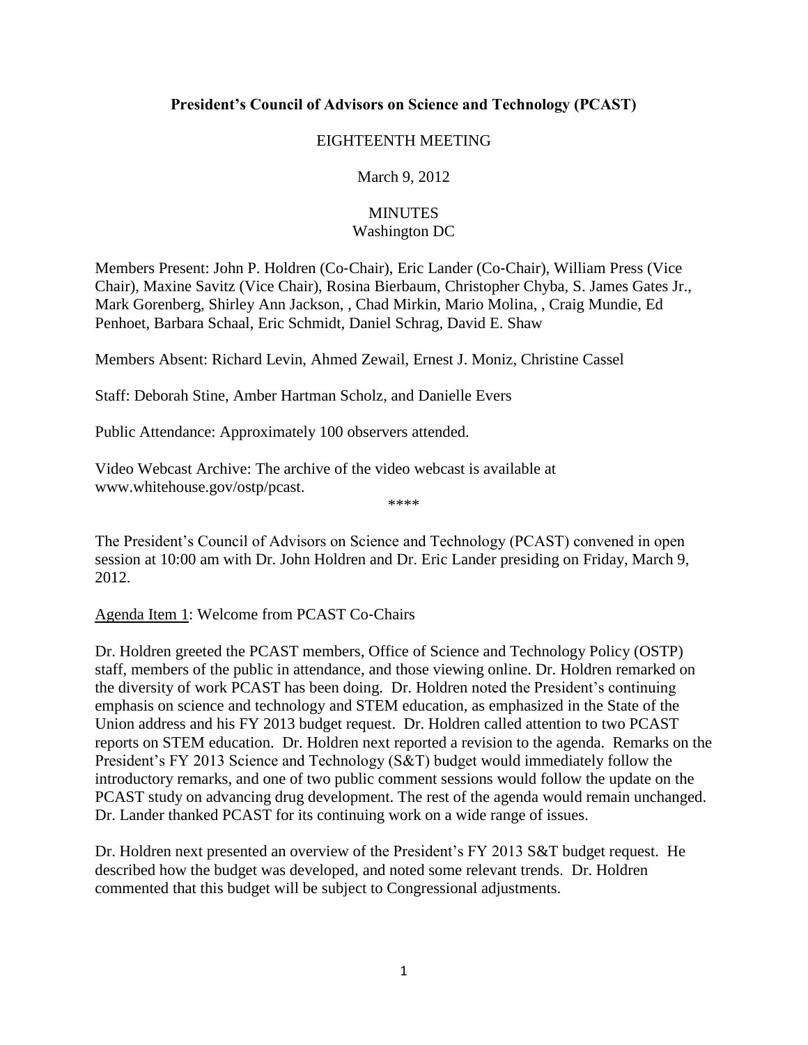**President's Council of Advisors on Science and Technology (PCAST)**

EIGHTEENTH MEETING

March 9, 2012

MINUTES
Washington DC

Members Present: John P. Holdren (Co-Chair), Eric Lander (Co-Chair), William Press (Vice Chair), Maxine Savitz (Vice Chair), Rosina Bierbaum, Christopher Chyba, S. James Gates Jr., Mark Gorenberg, Shirley Ann Jackson, , Chad Mirkin, Mario Molina, , Craig Mundie, Ed Penhoet, Barbara Schaal, Eric Schmidt, Daniel Schrag, David E. Shaw

Members Absent: Richard Levin, Ahmed Zewail, Ernest J. Moniz, Christine Cassel

Staff: Deborah Stine, Amber Hartman Scholz, and Danielle Evers

Public Attendance: Approximately 100 observers attended.

Video Webcast Archive: The archive of the video webcast is available at www.whitehouse.gov/ostp/pcast.

****

The President's Council of Advisors on Science and Technology (PCAST) convened in open session at 10:00 am with Dr. John Holdren and Dr. Eric Lander presiding on Friday, March 9, 2012.

Agenda Item 1: Welcome from PCAST Co-Chairs

Dr. Holdren greeted the PCAST members, Office of Science and Technology Policy (OSTP) staff, members of the public in attendance, and those viewing online. Dr. Holdren remarked on the diversity of work PCAST has been doing. Dr. Holdren noted the President's continuing emphasis on science and technology and STEM education, as emphasized in the State of the Union address and his FY 2013 budget request. Dr. Holdren called attention to two PCAST reports on STEM education. Dr. Holdren next reported a revision to the agenda. Remarks on the President's FY 2013 Science and Technology (S&T) budget would immediately follow the introductory remarks, and one of two public comment sessions would follow the update on the PCAST study on advancing drug development. The rest of the agenda would remain unchanged. Dr. Lander thanked PCAST for its continuing work on a wide range of issues.

Dr. Holdren next presented an overview of the President's FY 2013 S&T budget request. He described how the budget was developed, and noted some relevant trends. Dr. Holdren commented that this budget will be subject to Congressional adjustments.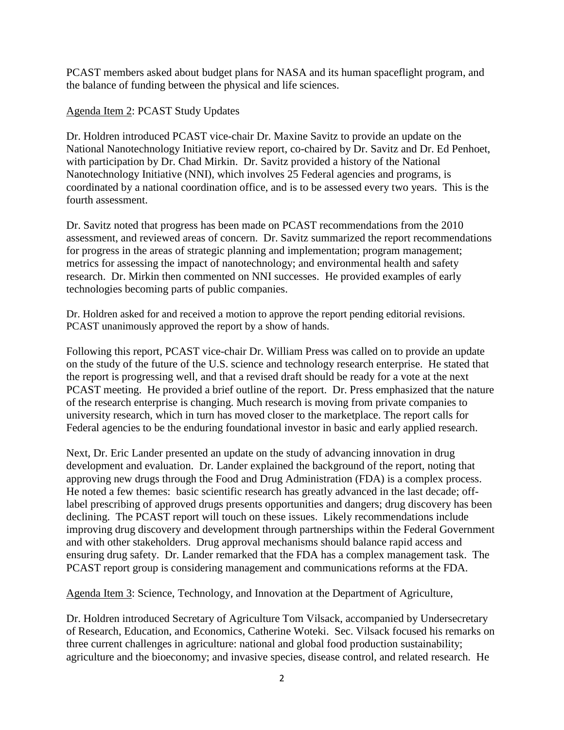PCAST members asked about budget plans for NASA and its human spaceflight program, and the balance of funding between the physical and life sciences.

Agenda Item 2: PCAST Study Updates

Dr. Holdren introduced PCAST vice-chair Dr. Maxine Savitz to provide an update on the National Nanotechnology Initiative review report, co-chaired by Dr. Savitz and Dr. Ed Penhoet, with participation by Dr. Chad Mirkin. Dr. Savitz provided a history of the National Nanotechnology Initiative (NNI), which involves 25 Federal agencies and programs, is coordinated by a national coordination office, and is to be assessed every two years. This is the fourth assessment.

Dr. Savitz noted that progress has been made on PCAST recommendations from the 2010 assessment, and reviewed areas of concern. Dr. Savitz summarized the report recommendations for progress in the areas of strategic planning and implementation; program management; metrics for assessing the impact of nanotechnology; and environmental health and safety research. Dr. Mirkin then commented on NNI successes. He provided examples of early technologies becoming parts of public companies.

Dr. Holdren asked for and received a motion to approve the report pending editorial revisions. PCAST unanimously approved the report by a show of hands.

Following this report, PCAST vice-chair Dr. William Press was called on to provide an update on the study of the future of the U.S. science and technology research enterprise. He stated that the report is progressing well, and that a revised draft should be ready for a vote at the next PCAST meeting. He provided a brief outline of the report. Dr. Press emphasized that the nature of the research enterprise is changing. Much research is moving from private companies to university research, which in turn has moved closer to the marketplace. The report calls for Federal agencies to be the enduring foundational investor in basic and early applied research.

Next, Dr. Eric Lander presented an update on the study of advancing innovation in drug development and evaluation. Dr. Lander explained the background of the report, noting that approving new drugs through the Food and Drug Administration (FDA) is a complex process. He noted a few themes: basic scientific research has greatly advanced in the last decade; off-label prescribing of approved drugs presents opportunities and dangers; drug discovery has been declining. The PCAST report will touch on these issues. Likely recommendations include improving drug discovery and development through partnerships within the Federal Government and with other stakeholders. Drug approval mechanisms should balance rapid access and ensuring drug safety. Dr. Lander remarked that the FDA has a complex management task. The PCAST report group is considering management and communications reforms at the FDA.

Agenda Item 3: Science, Technology, and Innovation at the Department of Agriculture,

Dr. Holdren introduced Secretary of Agriculture Tom Vilsack, accompanied by Undersecretary of Research, Education, and Economics, Catherine Woteki. Sec. Vilsack focused his remarks on three current challenges in agriculture: national and global food production sustainability; agriculture and the bioeconomy; and invasive species, disease control, and related research. He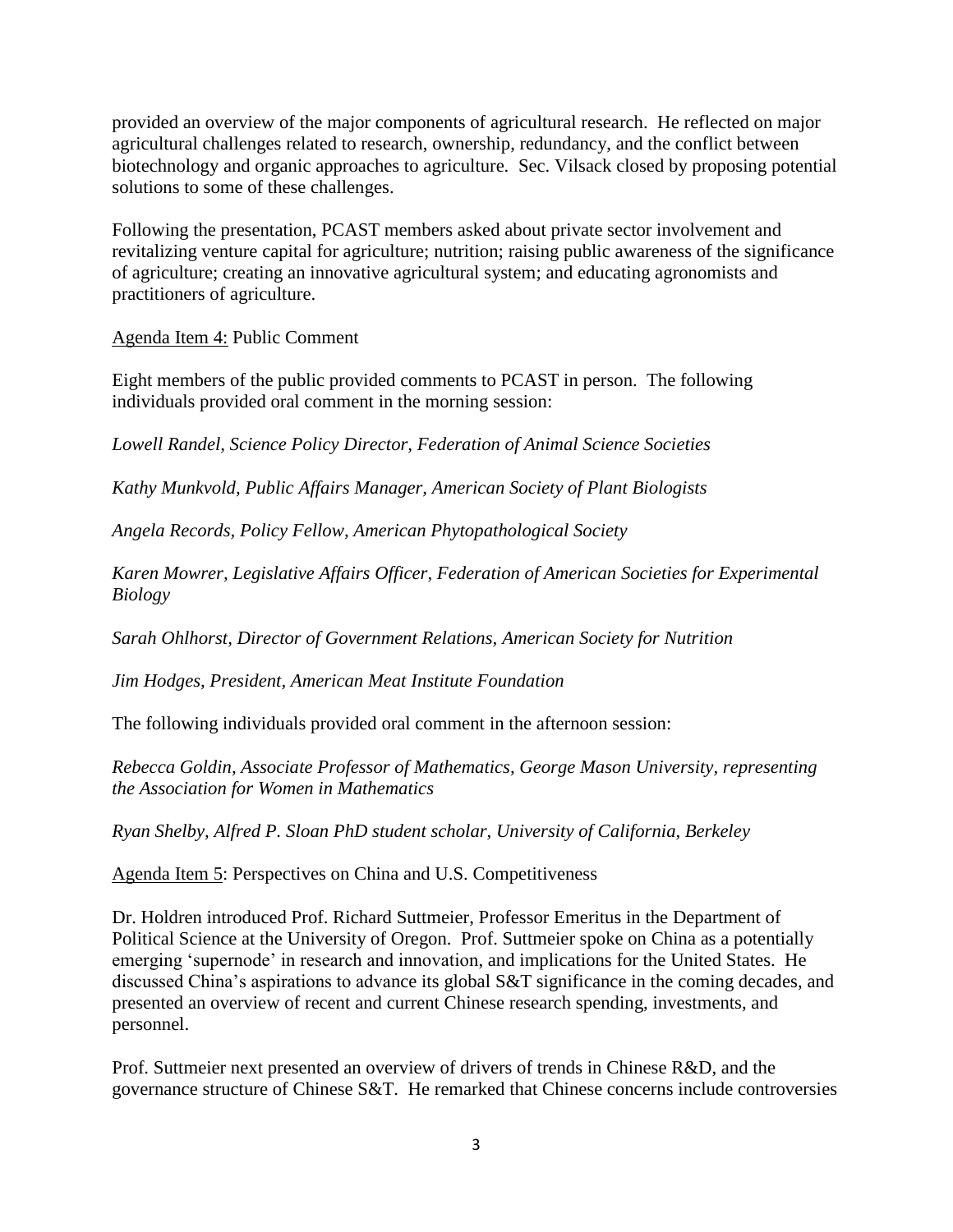provided an overview of the major components of agricultural research. He reflected on major agricultural challenges related to research, ownership, redundancy, and the conflict between biotechnology and organic approaches to agriculture. Sec. Vilsack closed by proposing potential solutions to some of these challenges.

Following the presentation, PCAST members asked about private sector involvement and revitalizing venture capital for agriculture; nutrition; raising public awareness of the significance of agriculture; creating an innovative agricultural system; and educating agronomists and practitioners of agriculture.

Agenda Item 4: Public Comment

Eight members of the public provided comments to PCAST in person. The following individuals provided oral comment in the morning session:

*Lowell Randel, Science Policy Director, Federation of Animal Science Societies*

*Kathy Munkvold, Public Affairs Manager, American Society of Plant Biologists*

*Angela Records, Policy Fellow, American Phytopathological Society*

*Karen Mowrer, Legislative Affairs Officer, Federation of American Societies for Experimental Biology*

*Sarah Ohlhorst, Director of Government Relations, American Society for Nutrition*

*Jim Hodges, President, American Meat Institute Foundation*

The following individuals provided oral comment in the afternoon session:

*Rebecca Goldin, Associate Professor of Mathematics, George Mason University, representing the Association for Women in Mathematics*

*Ryan Shelby, Alfred P. Sloan PhD student scholar, University of California, Berkeley*

Agenda Item 5: Perspectives on China and U.S. Competitiveness

Dr. Holdren introduced Prof. Richard Suttmeier, Professor Emeritus in the Department of Political Science at the University of Oregon. Prof. Suttmeier spoke on China as a potentially emerging 'supernode' in research and innovation, and implications for the United States. He discussed China's aspirations to advance its global S&T significance in the coming decades, and presented an overview of recent and current Chinese research spending, investments, and personnel.

Prof. Suttmeier next presented an overview of drivers of trends in Chinese R&D, and the governance structure of Chinese S&T. He remarked that Chinese concerns include controversies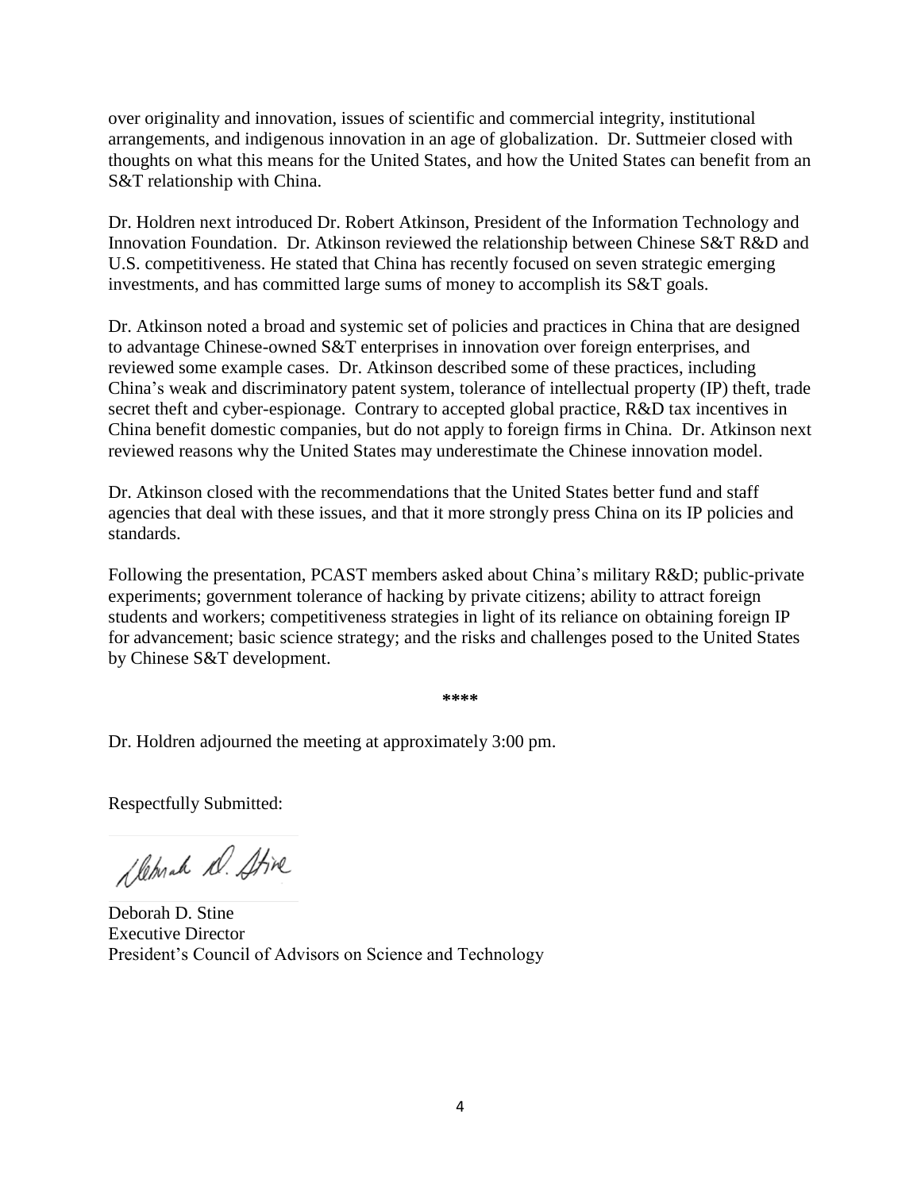over originality and innovation, issues of scientific and commercial integrity, institutional arrangements, and indigenous innovation in an age of globalization. Dr. Suttmeier closed with thoughts on what this means for the United States, and how the United States can benefit from an S&T relationship with China.

Dr. Holdren next introduced Dr. Robert Atkinson, President of the Information Technology and Innovation Foundation. Dr. Atkinson reviewed the relationship between Chinese S&T R&D and U.S. competitiveness. He stated that China has recently focused on seven strategic emerging investments, and has committed large sums of money to accomplish its S&T goals.

Dr. Atkinson noted a broad and systemic set of policies and practices in China that are designed to advantage Chinese-owned S&T enterprises in innovation over foreign enterprises, and reviewed some example cases. Dr. Atkinson described some of these practices, including China's weak and discriminatory patent system, tolerance of intellectual property (IP) theft, trade secret theft and cyber-espionage. Contrary to accepted global practice, R&D tax incentives in China benefit domestic companies, but do not apply to foreign firms in China. Dr. Atkinson next reviewed reasons why the United States may underestimate the Chinese innovation model.

Dr. Atkinson closed with the recommendations that the United States better fund and staff agencies that deal with these issues, and that it more strongly press China on its IP policies and standards.

Following the presentation, PCAST members asked about China's military R&D; public-private experiments; government tolerance of hacking by private citizens; ability to attract foreign students and workers; competitiveness strategies in light of its reliance on obtaining foreign IP for advancement; basic science strategy; and the risks and challenges posed to the United States by Chinese S&T development.

**\*\*\*\***

Dr. Holdren adjourned the meeting at approximately 3:00 pm.

Respectfully Submitted:

Deborah D. Stine

Deborah D. Stine  
Executive Director  
President's Council of Advisors on Science and Technology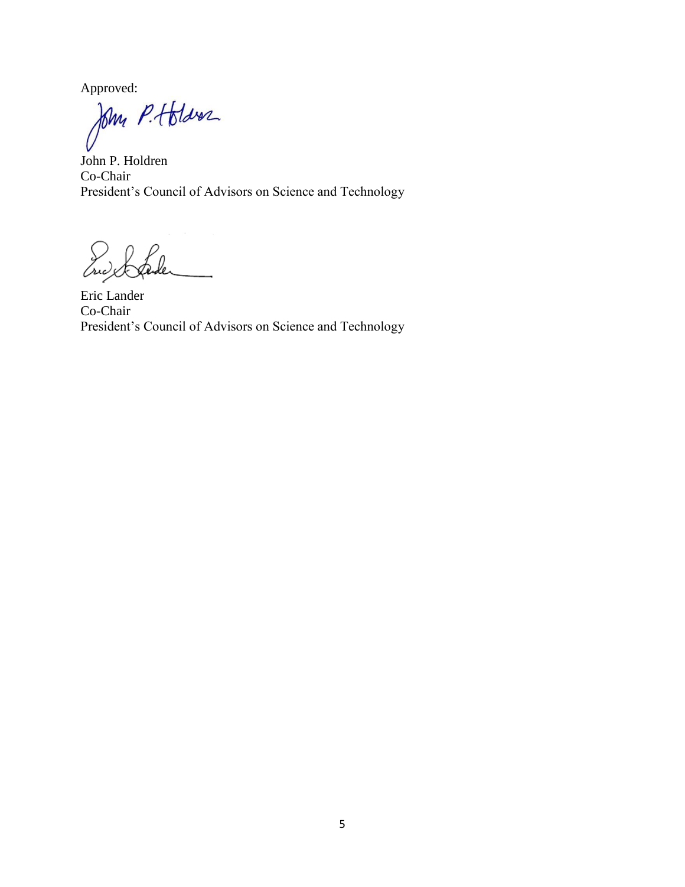Approved:

John P. Holdren
Co-Chair
President's Council of Advisors on Science and Technology

Eric Lander
Co-Chair
President's Council of Advisors on Science and Technology